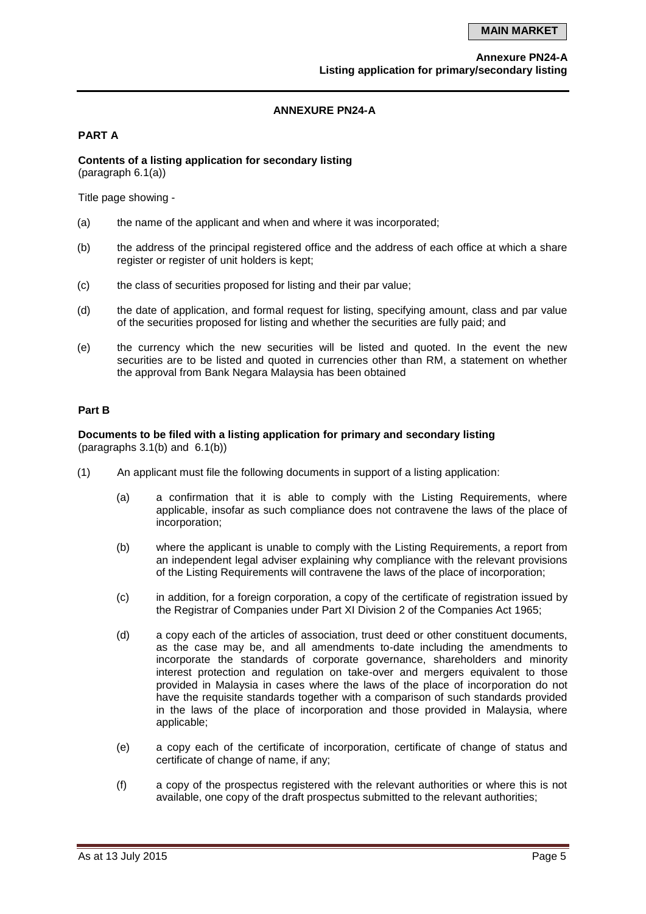## ANNEXURE PN24-A

### PART A

**Contents of a listing application for secondary listing**
(paragraph 6.1(a))

Title page showing -

(a) the name of the applicant and when and where it was incorporated;

(b) the address of the principal registered office and the address of each office at which a share register or register of unit holders is kept;

(c) the class of securities proposed for listing and their par value;

(d) the date of application, and formal request for listing, specifying amount, class and par value of the securities proposed for listing and whether the securities are fully paid; and

(e) the currency which the new securities will be listed and quoted. In the event the new securities are to be listed and quoted in currencies other than RM, a statement on whether the approval from Bank Negara Malaysia has been obtained

### Part B

**Documents to be filed with a listing application for primary and secondary listing**
(paragraphs 3.1(b) and 6.1(b))

(1) An applicant must file the following documents in support of a listing application:

   (a) a confirmation that it is able to comply with the Listing Requirements, where applicable, insofar as such compliance does not contravene the laws of the place of incorporation;

   (b) where the applicant is unable to comply with the Listing Requirements, a report from an independent legal adviser explaining why compliance with the relevant provisions of the Listing Requirements will contravene the laws of the place of incorporation;

   (c) in addition, for a foreign corporation, a copy of the certificate of registration issued by the Registrar of Companies under Part XI Division 2 of the Companies Act 1965;

   (d) a copy each of the articles of association, trust deed or other constituent documents, as the case may be, and all amendments to-date including the amendments to incorporate the standards of corporate governance, shareholders and minority interest protection and regulation on take-over and mergers equivalent to those provided in Malaysia in cases where the laws of the place of incorporation do not have the requisite standards together with a comparison of such standards provided in the laws of the place of incorporation and those provided in Malaysia, where applicable;

   (e) a copy each of the certificate of incorporation, certificate of change of status and certificate of change of name, if any;

   (f) a copy of the prospectus registered with the relevant authorities or where this is not available, one copy of the draft prospectus submitted to the relevant authorities;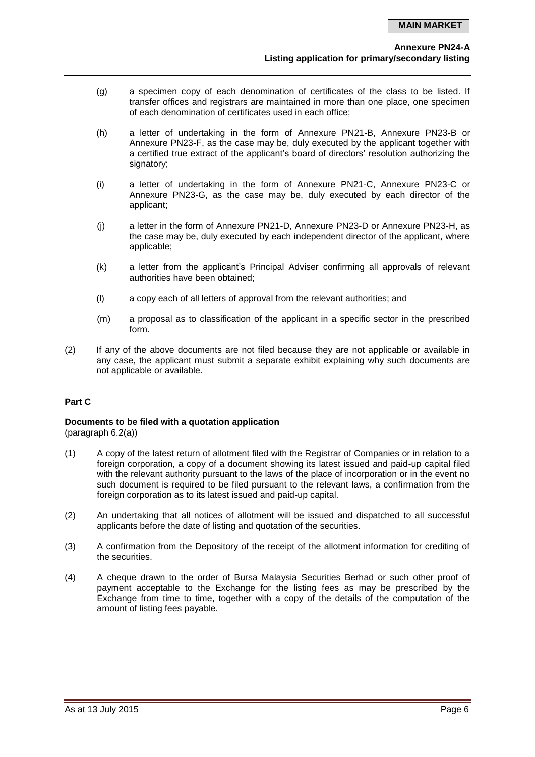(g) a specimen copy of each denomination of certificates of the class to be listed. If transfer offices and registrars are maintained in more than one place, one specimen of each denomination of certificates used in each office;

(h) a letter of undertaking in the form of Annexure PN21-B, Annexure PN23-B or Annexure PN23-F, as the case may be, duly executed by the applicant together with a certified true extract of the applicant's board of directors' resolution authorizing the signatory;

(i) a letter of undertaking in the form of Annexure PN21-C, Annexure PN23-C or Annexure PN23-G, as the case may be, duly executed by each director of the applicant;

(j) a letter in the form of Annexure PN21-D, Annexure PN23-D or Annexure PN23-H, as the case may be, duly executed by each independent director of the applicant, where applicable;

(k) a letter from the applicant's Principal Adviser confirming all approvals of relevant authorities have been obtained;

(l) a copy each of all letters of approval from the relevant authorities; and

(m) a proposal as to classification of the applicant in a specific sector in the prescribed form.

(2) If any of the above documents are not filed because they are not applicable or available in any case, the applicant must submit a separate exhibit explaining why such documents are not applicable or available.

**Part C**

**Documents to be filed with a quotation application**
(paragraph 6.2(a))

(1) A copy of the latest return of allotment filed with the Registrar of Companies or in relation to a foreign corporation, a copy of a document showing its latest issued and paid-up capital filed with the relevant authority pursuant to the laws of the place of incorporation or in the event no such document is required to be filed pursuant to the relevant laws, a confirmation from the foreign corporation as to its latest issued and paid-up capital.

(2) An undertaking that all notices of allotment will be issued and dispatched to all successful applicants before the date of listing and quotation of the securities.

(3) A confirmation from the Depository of the receipt of the allotment information for crediting of the securities.

(4) A cheque drawn to the order of Bursa Malaysia Securities Berhad or such other proof of payment acceptable to the Exchange for the listing fees as may be prescribed by the Exchange from time to time, together with a copy of the details of the computation of the amount of listing fees payable.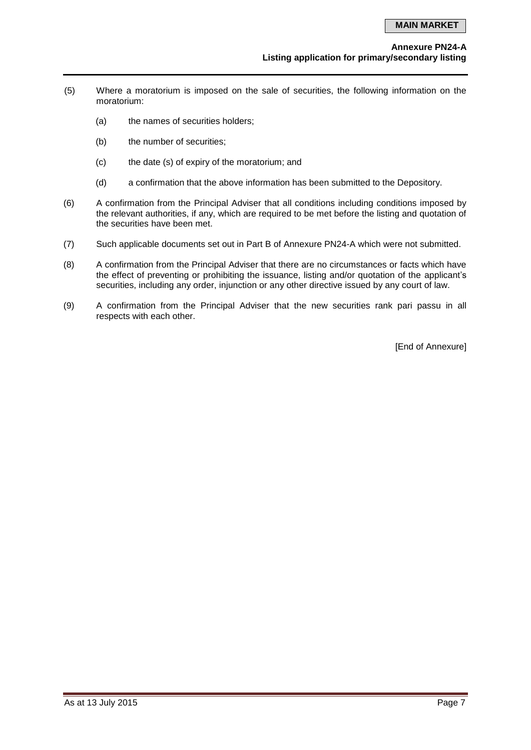(5) Where a moratorium is imposed on the sale of securities, the following information on the moratorium:

  (a) the names of securities holders;

  (b) the number of securities;

  (c) the date (s) of expiry of the moratorium; and

  (d) a confirmation that the above information has been submitted to the Depository.

(6) A confirmation from the Principal Adviser that all conditions including conditions imposed by the relevant authorities, if any, which are required to be met before the listing and quotation of the securities have been met.

(7) Such applicable documents set out in Part B of Annexure PN24-A which were not submitted.

(8) A confirmation from the Principal Adviser that there are no circumstances or facts which have the effect of preventing or prohibiting the issuance, listing and/or quotation of the applicant's securities, including any order, injunction or any other directive issued by any court of law.

(9) A confirmation from the Principal Adviser that the new securities rank pari passu in all respects with each other.

[End of Annexure]